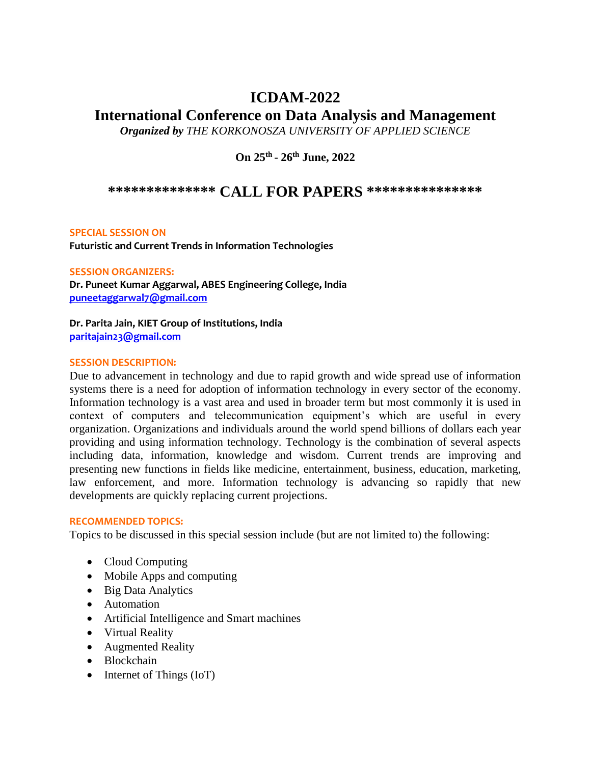# ICDAM-2022

# International Conference on Data Analysis and Management

***Organized by*** *THE KORKONOSZA UNIVERSITY OF APPLIED SCIENCE*

**On 25th - 26th June, 2022**

## ************** CALL FOR PAPERS ***************

**SPECIAL SESSION ON**

**Futuristic and Current Trends in Information Technologies**

**SESSION ORGANIZERS:**

**Dr. Puneet Kumar Aggarwal, ABES Engineering College, India**
**puneetaggarwal7@gmail.com**

**Dr. Parita Jain, KIET Group of Institutions, India**
**paritajain23@gmail.com**

**SESSION DESCRIPTION:**

Due to advancement in technology and due to rapid growth and wide spread use of information systems there is a need for adoption of information technology in every sector of the economy. Information technology is a vast area and used in broader term but most commonly it is used in context of computers and telecommunication equipment's which are useful in every organization. Organizations and individuals around the world spend billions of dollars each year providing and using information technology. Technology is the combination of several aspects including data, information, knowledge and wisdom. Current trends are improving and presenting new functions in fields like medicine, entertainment, business, education, marketing, law enforcement, and more. Information technology is advancing so rapidly that new developments are quickly replacing current projections.

**RECOMMENDED TOPICS:**

Topics to be discussed in this special session include (but are not limited to) the following:

- Cloud Computing
- Mobile Apps and computing
- Big Data Analytics
- Automation
- Artificial Intelligence and Smart machines
- Virtual Reality
- Augmented Reality
- Blockchain
- Internet of Things (IoT)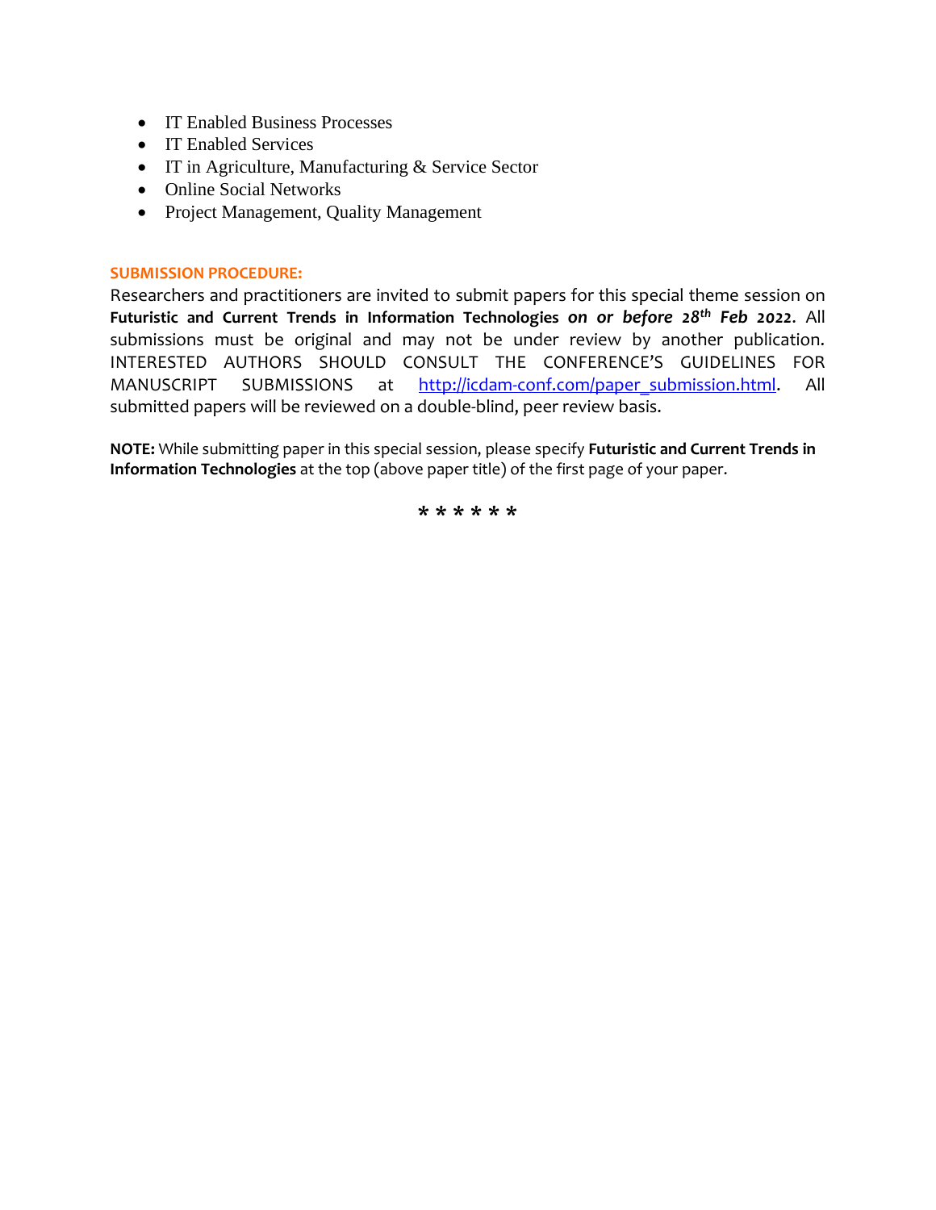- IT Enabled Business Processes
- IT Enabled Services
- IT in Agriculture, Manufacturing & Service Sector
- Online Social Networks
- Project Management, Quality Management

**SUBMISSION PROCEDURE:**

Researchers and practitioners are invited to submit papers for this special theme session on **Futuristic and Current Trends in Information Technologies** ***on or before 28th Feb 2022.*** All submissions must be original and may not be under review by another publication. INTERESTED AUTHORS SHOULD CONSULT THE CONFERENCE'S GUIDELINES FOR MANUSCRIPT SUBMISSIONS at http://icdam-conf.com/paper_submission.html. All submitted papers will be reviewed on a double-blind, peer review basis.

**NOTE:** While submitting paper in this special session, please specify **Futuristic and Current Trends in Information Technologies** at the top (above paper title) of the first page of your paper.

* * * * * *